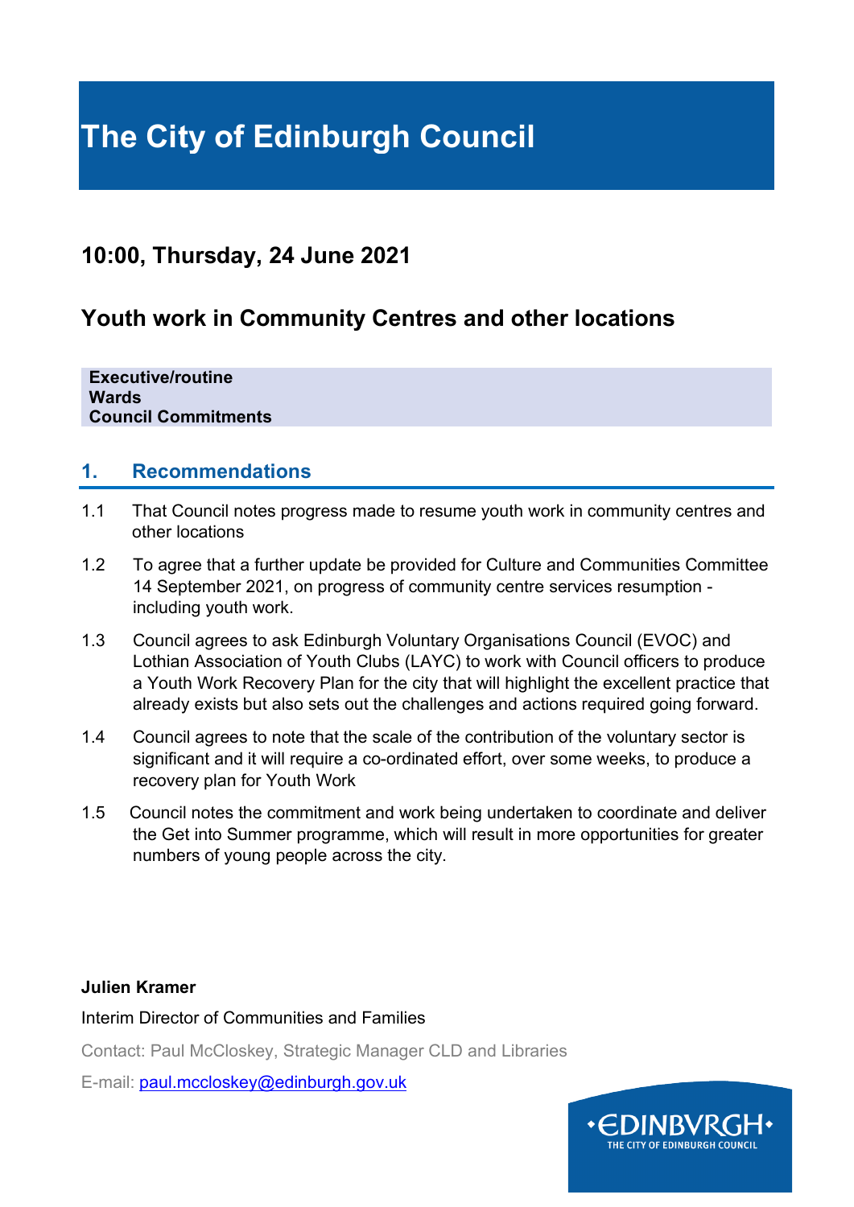# The City of Edinburgh Council

## 10:00, Thursday, 24 June 2021

## Youth work in Community Centres and other locations

**Executive/routine**
**Wards**
**Council Commitments**

### 1. Recommendations

1.1 That Council notes progress made to resume youth work in community centres and other locations

1.2 To agree that a further update be provided for Culture and Communities Committee 14 September 2021, on progress of community centre services resumption - including youth work.

1.3 Council agrees to ask Edinburgh Voluntary Organisations Council (EVOC) and Lothian Association of Youth Clubs (LAYC) to work with Council officers to produce a Youth Work Recovery Plan for the city that will highlight the excellent practice that already exists but also sets out the challenges and actions required going forward.

1.4 Council agrees to note that the scale of the contribution of the voluntary sector is significant and it will require a co-ordinated effort, over some weeks, to produce a recovery plan for Youth Work

1.5 Council notes the commitment and work being undertaken to coordinate and deliver the Get into Summer programme, which will result in more opportunities for greater numbers of young people across the city.

**Julien Kramer**

Interim Director of Communities and Families

Contact: Paul McCloskey, Strategic Manager CLD and Libraries

E-mail: paul.mccloskey@edinburgh.gov.uk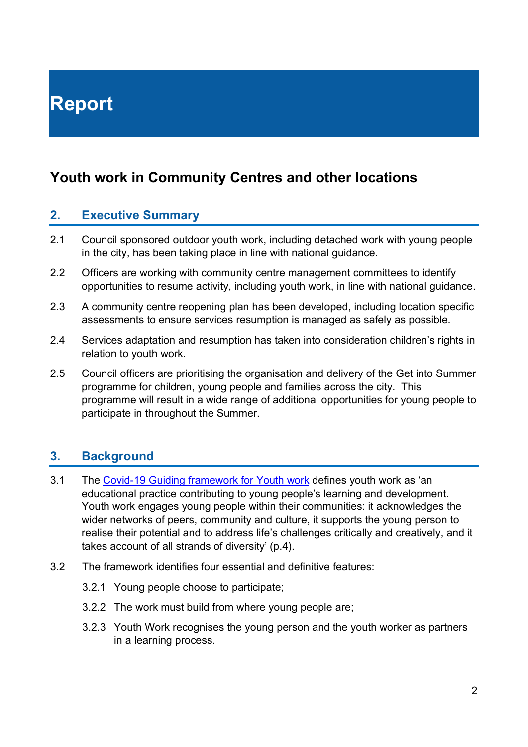# Report

## Youth work in Community Centres and other locations

### 2. Executive Summary

2.1 Council sponsored outdoor youth work, including detached work with young people in the city, has been taking place in line with national guidance.

2.2 Officers are working with community centre management committees to identify opportunities to resume activity, including youth work, in line with national guidance.

2.3 A community centre reopening plan has been developed, including location specific assessments to ensure services resumption is managed as safely as possible.

2.4 Services adaptation and resumption has taken into consideration children's rights in relation to youth work.

2.5 Council officers are prioritising the organisation and delivery of the Get into Summer programme for children, young people and families across the city. This programme will result in a wide range of additional opportunities for young people to participate in throughout the Summer.

### 3. Background

3.1 The Covid-19 Guiding framework for Youth work defines youth work as 'an educational practice contributing to young people's learning and development. Youth work engages young people within their communities: it acknowledges the wider networks of peers, community and culture, it supports the young person to realise their potential and to address life's challenges critically and creatively, and it takes account of all strands of diversity' (p.4).

3.2 The framework identifies four essential and definitive features:

3.2.1 Young people choose to participate;

3.2.2 The work must build from where young people are;

3.2.3 Youth Work recognises the young person and the youth worker as partners in a learning process.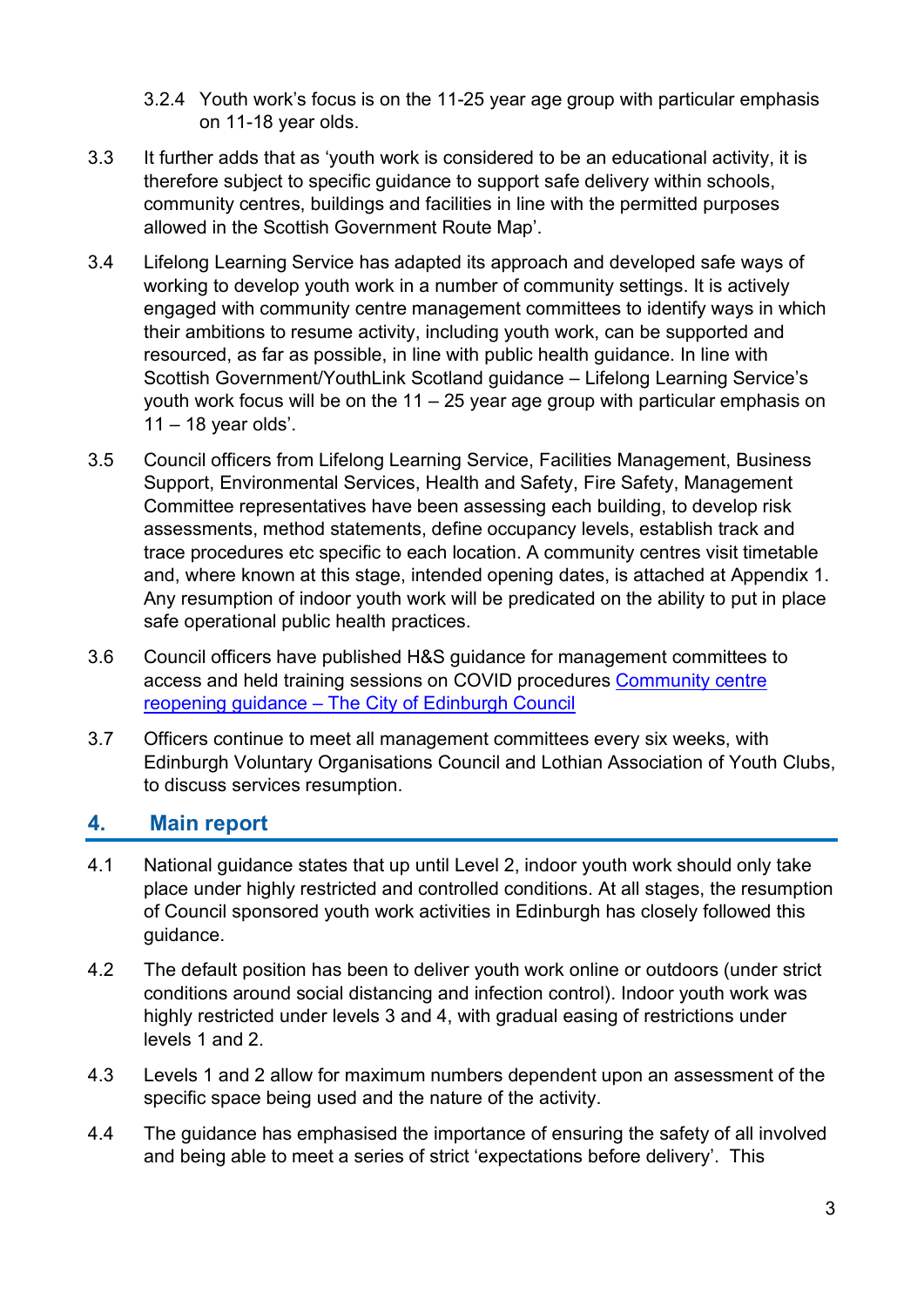3.2.4 Youth work's focus is on the 11-25 year age group with particular emphasis on 11-18 year olds.

3.3 It further adds that as 'youth work is considered to be an educational activity, it is therefore subject to specific guidance to support safe delivery within schools, community centres, buildings and facilities in line with the permitted purposes allowed in the Scottish Government Route Map'.

3.4 Lifelong Learning Service has adapted its approach and developed safe ways of working to develop youth work in a number of community settings. It is actively engaged with community centre management committees to identify ways in which their ambitions to resume activity, including youth work, can be supported and resourced, as far as possible, in line with public health guidance. In line with Scottish Government/YouthLink Scotland guidance – Lifelong Learning Service's youth work focus will be on the 11 – 25 year age group with particular emphasis on 11 – 18 year olds'.

3.5 Council officers from Lifelong Learning Service, Facilities Management, Business Support, Environmental Services, Health and Safety, Fire Safety, Management Committee representatives have been assessing each building, to develop risk assessments, method statements, define occupancy levels, establish track and trace procedures etc specific to each location. A community centres visit timetable and, where known at this stage, intended opening dates, is attached at Appendix 1. Any resumption of indoor youth work will be predicated on the ability to put in place safe operational public health practices.

3.6 Council officers have published H&S guidance for management committees to access and held training sessions on COVID procedures [Community centre reopening guidance – The City of Edinburgh Council]

3.7 Officers continue to meet all management committees every six weeks, with Edinburgh Voluntary Organisations Council and Lothian Association of Youth Clubs, to discuss services resumption.

## 4. Main report

4.1 National guidance states that up until Level 2, indoor youth work should only take place under highly restricted and controlled conditions. At all stages, the resumption of Council sponsored youth work activities in Edinburgh has closely followed this guidance.

4.2 The default position has been to deliver youth work online or outdoors (under strict conditions around social distancing and infection control). Indoor youth work was highly restricted under levels 3 and 4, with gradual easing of restrictions under levels 1 and 2.

4.3 Levels 1 and 2 allow for maximum numbers dependent upon an assessment of the specific space being used and the nature of the activity.

4.4 The guidance has emphasised the importance of ensuring the safety of all involved and being able to meet a series of strict 'expectations before delivery'. This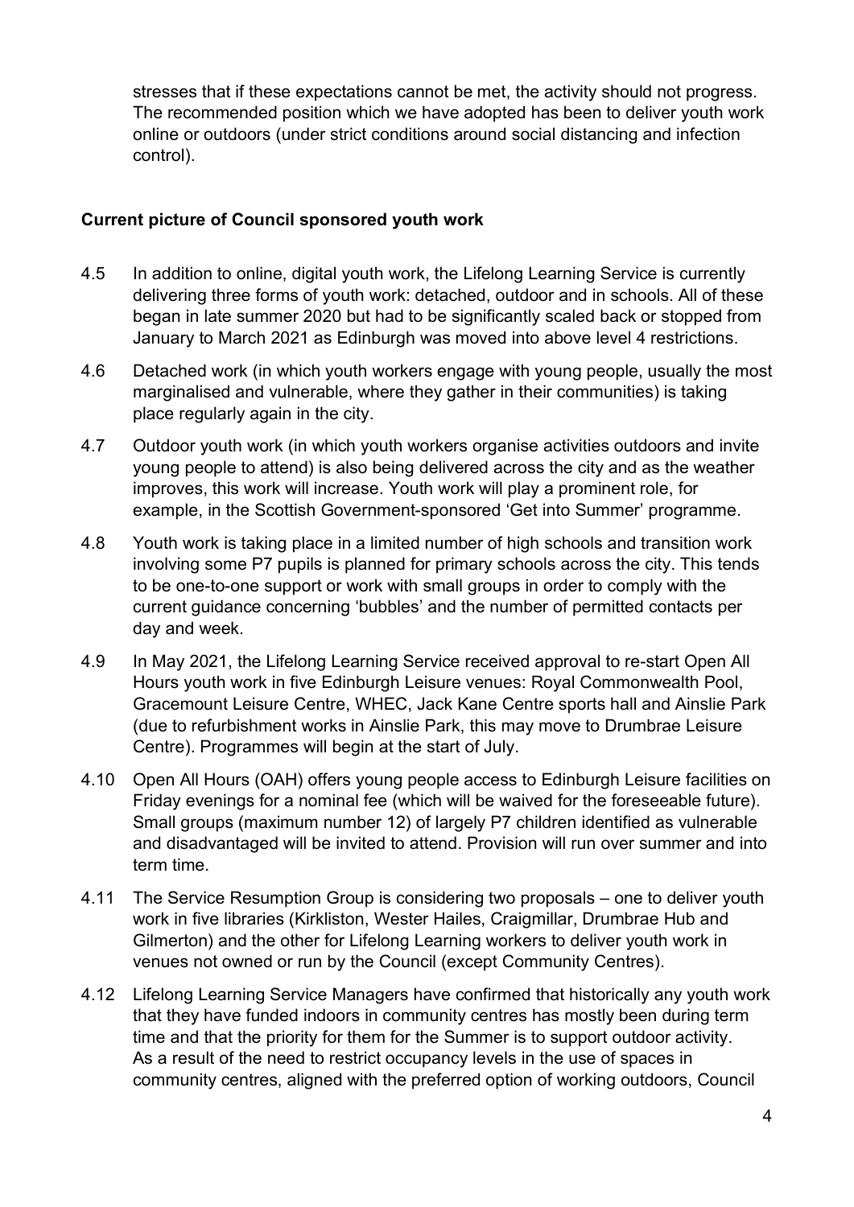stresses that if these expectations cannot be met, the activity should not progress. The recommended position which we have adopted has been to deliver youth work online or outdoors (under strict conditions around social distancing and infection control).

**Current picture of Council sponsored youth work**

4.5 In addition to online, digital youth work, the Lifelong Learning Service is currently delivering three forms of youth work: detached, outdoor and in schools. All of these began in late summer 2020 but had to be significantly scaled back or stopped from January to March 2021 as Edinburgh was moved into above level 4 restrictions.

4.6 Detached work (in which youth workers engage with young people, usually the most marginalised and vulnerable, where they gather in their communities) is taking place regularly again in the city.

4.7 Outdoor youth work (in which youth workers organise activities outdoors and invite young people to attend) is also being delivered across the city and as the weather improves, this work will increase. Youth work will play a prominent role, for example, in the Scottish Government-sponsored 'Get into Summer' programme.

4.8 Youth work is taking place in a limited number of high schools and transition work involving some P7 pupils is planned for primary schools across the city. This tends to be one-to-one support or work with small groups in order to comply with the current guidance concerning 'bubbles' and the number of permitted contacts per day and week.

4.9 In May 2021, the Lifelong Learning Service received approval to re-start Open All Hours youth work in five Edinburgh Leisure venues: Royal Commonwealth Pool, Gracemount Leisure Centre, WHEC, Jack Kane Centre sports hall and Ainslie Park (due to refurbishment works in Ainslie Park, this may move to Drumbrae Leisure Centre). Programmes will begin at the start of July.

4.10 Open All Hours (OAH) offers young people access to Edinburgh Leisure facilities on Friday evenings for a nominal fee (which will be waived for the foreseeable future). Small groups (maximum number 12) of largely P7 children identified as vulnerable and disadvantaged will be invited to attend. Provision will run over summer and into term time.

4.11 The Service Resumption Group is considering two proposals – one to deliver youth work in five libraries (Kirkliston, Wester Hailes, Craigmillar, Drumbrae Hub and Gilmerton) and the other for Lifelong Learning workers to deliver youth work in venues not owned or run by the Council (except Community Centres).

4.12 Lifelong Learning Service Managers have confirmed that historically any youth work that they have funded indoors in community centres has mostly been during term time and that the priority for them for the Summer is to support outdoor activity. As a result of the need to restrict occupancy levels in the use of spaces in community centres, aligned with the preferred option of working outdoors, Council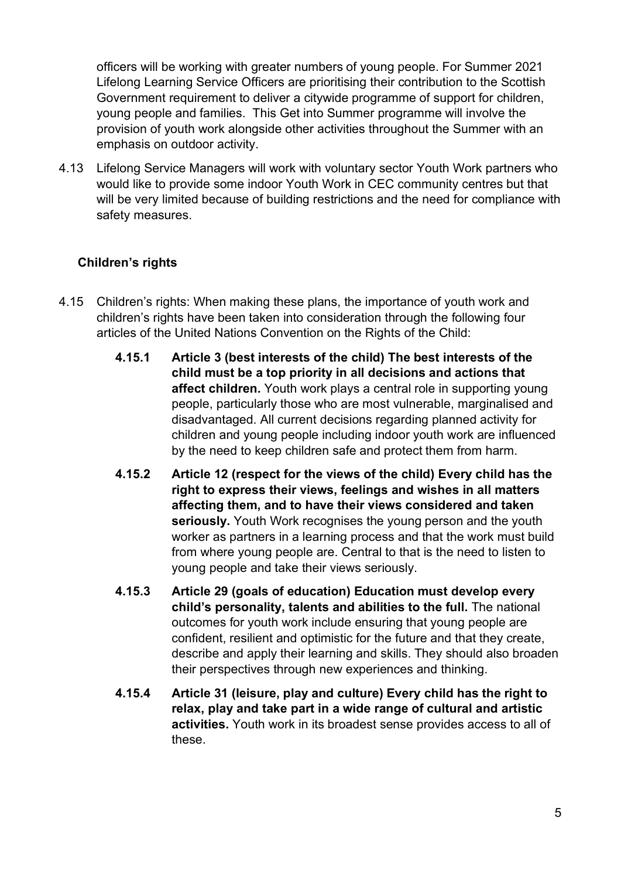officers will be working with greater numbers of young people. For Summer 2021 Lifelong Learning Service Officers are prioritising their contribution to the Scottish Government requirement to deliver a citywide programme of support for children, young people and families. This Get into Summer programme will involve the provision of youth work alongside other activities throughout the Summer with an emphasis on outdoor activity.

4.13 Lifelong Service Managers will work with voluntary sector Youth Work partners who would like to provide some indoor Youth Work in CEC community centres but that will be very limited because of building restrictions and the need for compliance with safety measures.

### Children's rights

4.15 Children's rights: When making these plans, the importance of youth work and children's rights have been taken into consideration through the following four articles of the United Nations Convention on the Rights of the Child:

**4.15.1 Article 3 (best interests of the child) The best interests of the child must be a top priority in all decisions and actions that affect children.** Youth work plays a central role in supporting young people, particularly those who are most vulnerable, marginalised and disadvantaged. All current decisions regarding planned activity for children and young people including indoor youth work are influenced by the need to keep children safe and protect them from harm.

**4.15.2 Article 12 (respect for the views of the child) Every child has the right to express their views, feelings and wishes in all matters affecting them, and to have their views considered and taken seriously.** Youth Work recognises the young person and the youth worker as partners in a learning process and that the work must build from where young people are. Central to that is the need to listen to young people and take their views seriously.

**4.15.3 Article 29 (goals of education) Education must develop every child's personality, talents and abilities to the full.** The national outcomes for youth work include ensuring that young people are confident, resilient and optimistic for the future and that they create, describe and apply their learning and skills. They should also broaden their perspectives through new experiences and thinking.

**4.15.4 Article 31 (leisure, play and culture) Every child has the right to relax, play and take part in a wide range of cultural and artistic activities.** Youth work in its broadest sense provides access to all of these.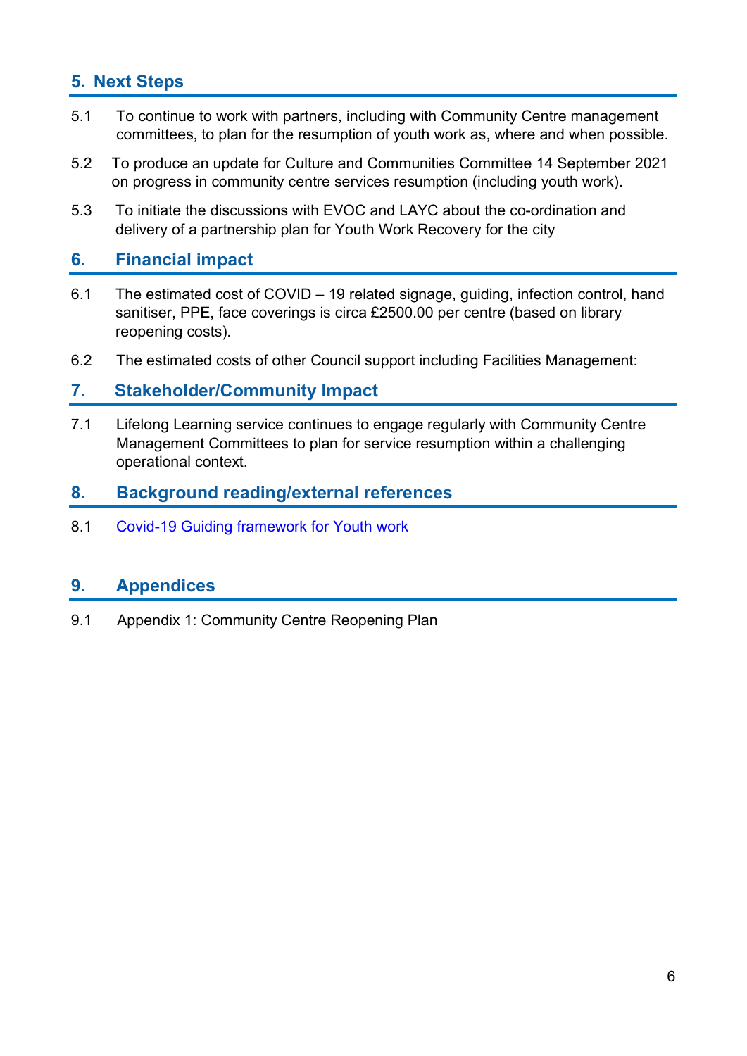## 5. Next Steps

5.1 To continue to work with partners, including with Community Centre management committees, to plan for the resumption of youth work as, where and when possible.

5.2 To produce an update for Culture and Communities Committee 14 September 2021 on progress in community centre services resumption (including youth work).

5.3 To initiate the discussions with EVOC and LAYC about the co-ordination and delivery of a partnership plan for Youth Work Recovery for the city

## 6. Financial impact

6.1 The estimated cost of COVID – 19 related signage, guiding, infection control, hand sanitiser, PPE, face coverings is circa £2500.00 per centre (based on library reopening costs).

6.2 The estimated costs of other Council support including Facilities Management:

## 7. Stakeholder/Community Impact

7.1 Lifelong Learning service continues to engage regularly with Community Centre Management Committees to plan for service resumption within a challenging operational context.

## 8. Background reading/external references

8.1 Covid-19 Guiding framework for Youth work

## 9. Appendices

9.1 Appendix 1: Community Centre Reopening Plan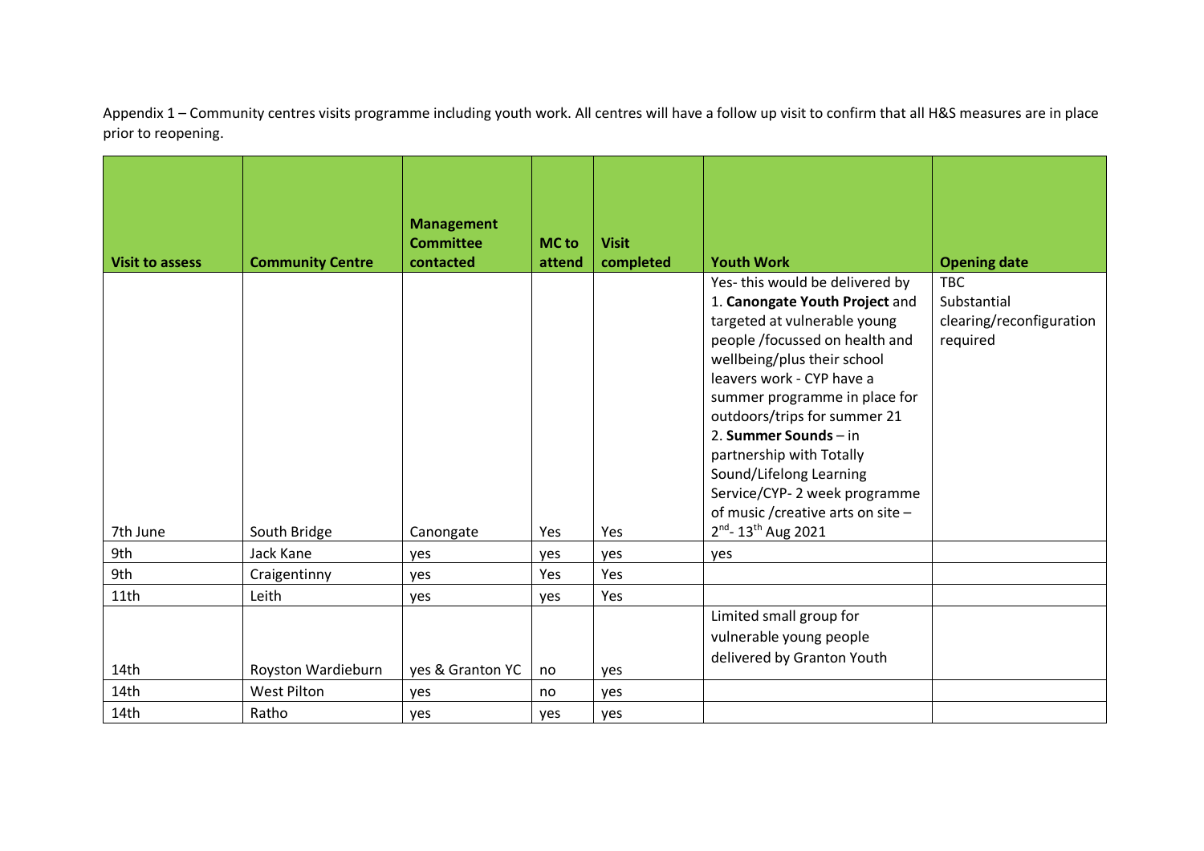Appendix 1 – Community centres visits programme including youth work. All centres will have a follow up visit to confirm that all H&S measures are in place prior to reopening.

| Visit to assess | Community Centre | Management Committee contacted | MC to attend | Visit completed | Youth Work | Opening date |
|---|---|---|---|---|---|---|
| 7th June | South Bridge | Canongate | Yes | Yes | Yes- this would be delivered by 1. **Canongate Youth Project** and targeted at vulnerable young people /focussed on health and wellbeing/plus their school leavers work - CYP have a summer programme in place for outdoors/trips for summer 21 2. **Summer Sounds** – in partnership with Totally Sound/Lifelong Learning Service/CYP- 2 week programme of music /creative arts on site – 2nd- 13th Aug 2021 | TBC Substantial clearing/reconfiguration required |
| 9th | Jack Kane | yes | yes | yes | yes | |
| 9th | Craigentinny | yes | Yes | Yes | | |
| 11th | Leith | yes | yes | Yes | | |
| 14th | Royston Wardieburn | yes & Granton YC | no | yes | Limited small group for vulnerable young people delivered by Granton Youth | |
| 14th | West Pilton | yes | no | yes | | |
| 14th | Ratho | yes | yes | yes | | |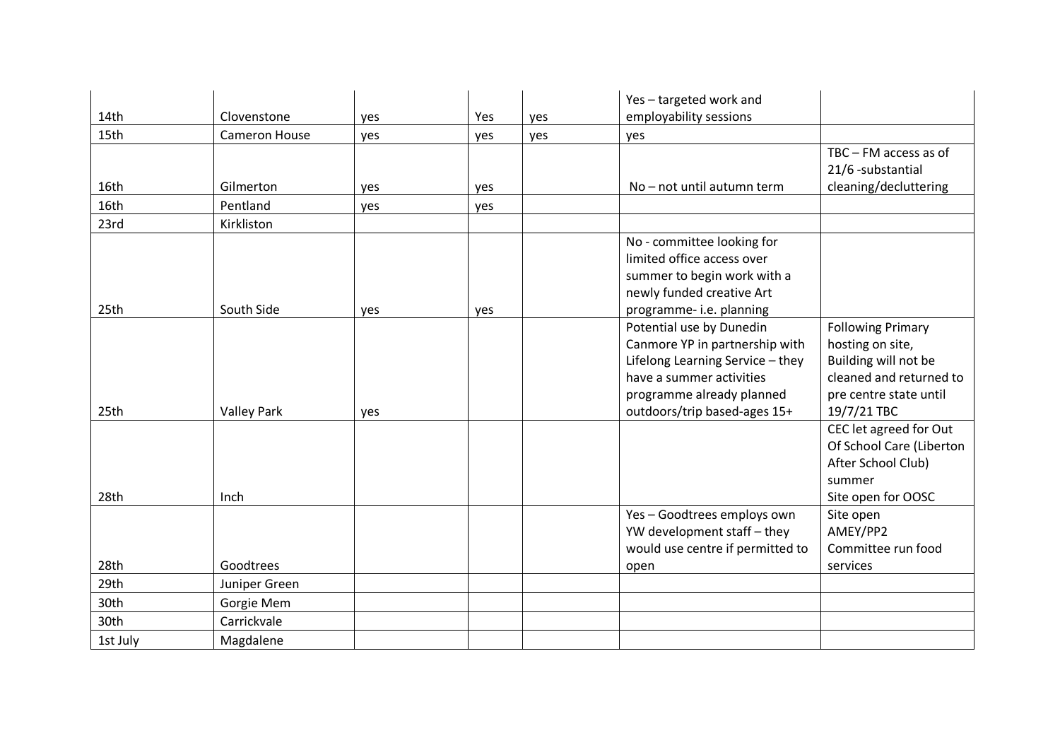| | | | | | | |
|---|---|---|---|---|---|---|
| 14th | Clovenstone | yes | Yes | yes | Yes – targeted work and employability sessions | |
| 15th | Cameron House | yes | yes | yes | yes | |
| 16th | Gilmerton | yes | yes | | No – not until autumn term | TBC – FM access as of 21/6 -substantial cleaning/decluttering |
| 16th | Pentland | yes | yes | | | |
| 23rd | Kirkliston | | | | | |
| 25th | South Side | yes | yes | | No - committee looking for limited office access over summer to begin work with a newly funded creative Art programme- i.e. planning | |
| 25th | Valley Park | yes | | | Potential use by Dunedin Canmore YP in partnership with Lifelong Learning Service – they have a summer activities programme already planned outdoors/trip based-ages 15+ | Following Primary hosting on site, Building will not be cleaned and returned to pre centre state until 19/7/21 TBC |
| 28th | Inch | | | | | CEC let agreed for Out Of School Care (Liberton After School Club) summer<br>Site open for OOSC |
| 28th | Goodtrees | | | | Yes – Goodtrees employs own YW development staff – they would use centre if permitted to open | Site open<br>AMEY/PP2<br>Committee run food services |
| 29th | Juniper Green | | | | | |
| 30th | Gorgie Mem | | | | | |
| 30th | Carrickvale | | | | | |
| 1st July | Magdalene | | | | | |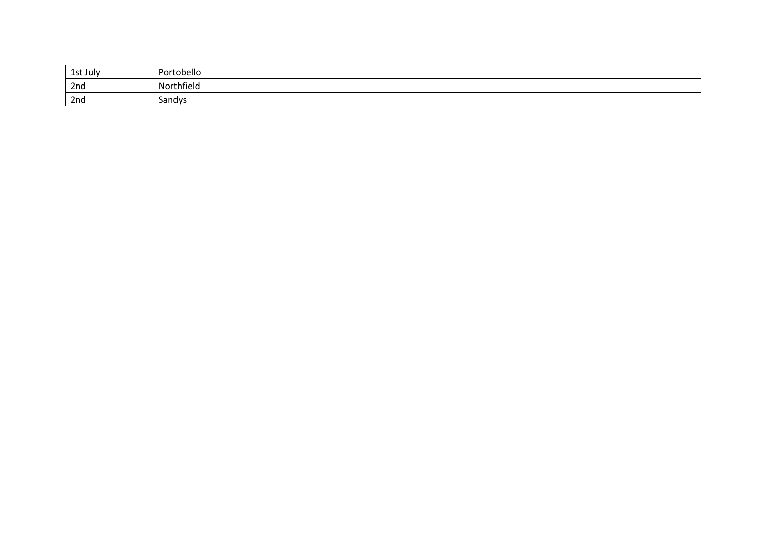| | | | | | | |
|---|---|---|---|---|---|---|
| 1st July | Portobello | | | | | |
| 2nd | Northfield | | | | | |
| 2nd | Sandys | | | | | |